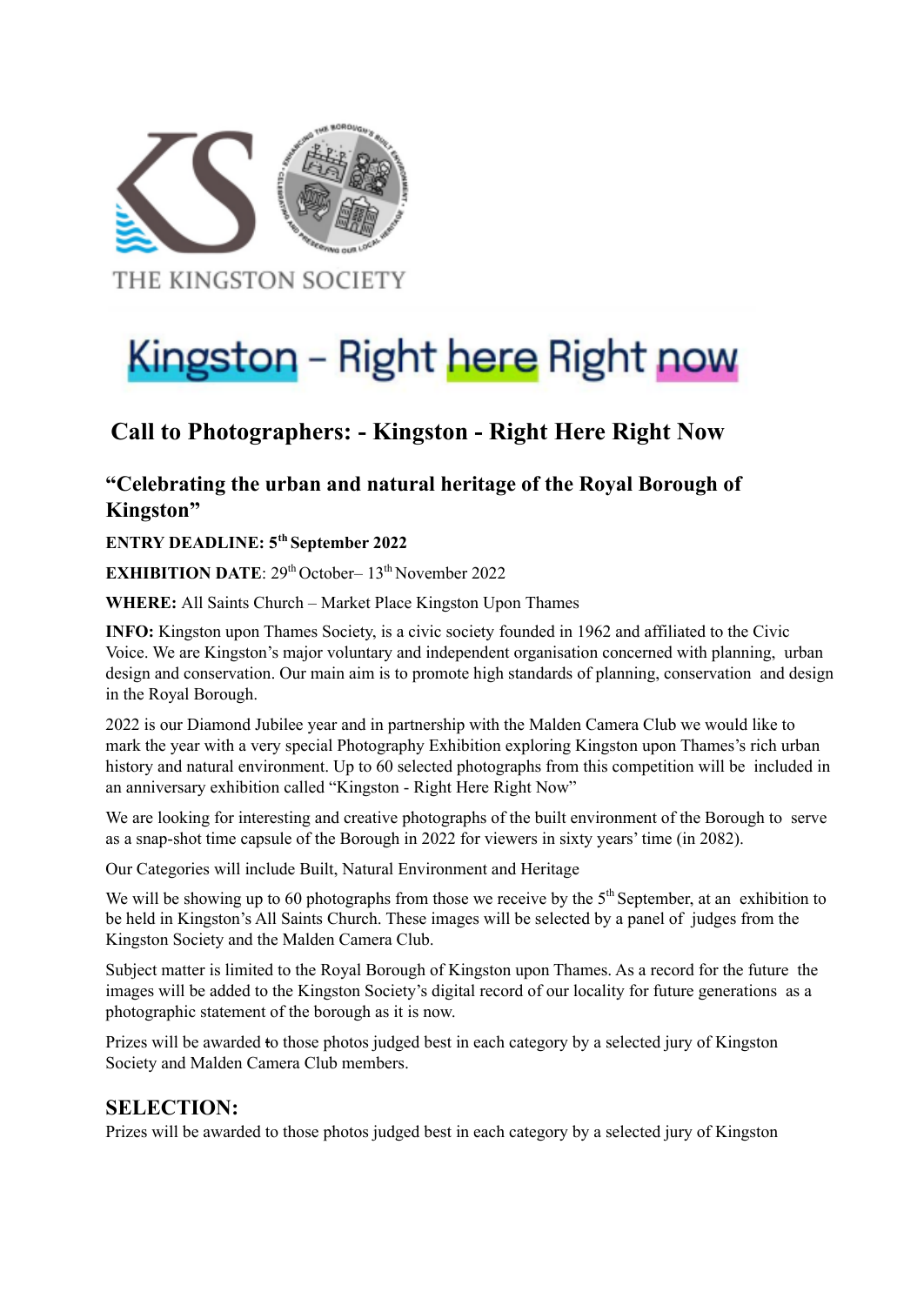THE KINGSTON SOCIETY

Kingston – Right here Right now

## Call to Photographers: - Kingston - Right Here Right Now

### "Celebrating the urban and natural heritage of the Royal Borough of Kingston"

**ENTRY DEADLINE: 5th September 2022**

**EXHIBITION DATE**: 29th October– 13th November 2022

**WHERE:** All Saints Church – Market Place Kingston Upon Thames

**INFO:** Kingston upon Thames Society, is a civic society founded in 1962 and affiliated to the Civic Voice. We are Kingston's major voluntary and independent organisation concerned with planning, urban design and conservation. Our main aim is to promote high standards of planning, conservation and design in the Royal Borough.

2022 is our Diamond Jubilee year and in partnership with the Malden Camera Club we would like to mark the year with a very special Photography Exhibition exploring Kingston upon Thames's rich urban history and natural environment. Up to 60 selected photographs from this competition will be included in an anniversary exhibition called "Kingston - Right Here Right Now"

We are looking for interesting and creative photographs of the built environment of the Borough to serve as a snap-shot time capsule of the Borough in 2022 for viewers in sixty years' time (in 2082).

Our Categories will include Built, Natural Environment and Heritage

We will be showing up to 60 photographs from those we receive by the 5th September, at an exhibition to be held in Kingston's All Saints Church. These images will be selected by a panel of judges from the Kingston Society and the Malden Camera Club.

Subject matter is limited to the Royal Borough of Kingston upon Thames. As a record for the future the images will be added to the Kingston Society's digital record of our locality for future generations as a photographic statement of the borough as it is now.

Prizes will be awarded to those photos judged best in each category by a selected jury of Kingston Society and Malden Camera Club members.

## SELECTION:

Prizes will be awarded to those photos judged best in each category by a selected jury of Kingston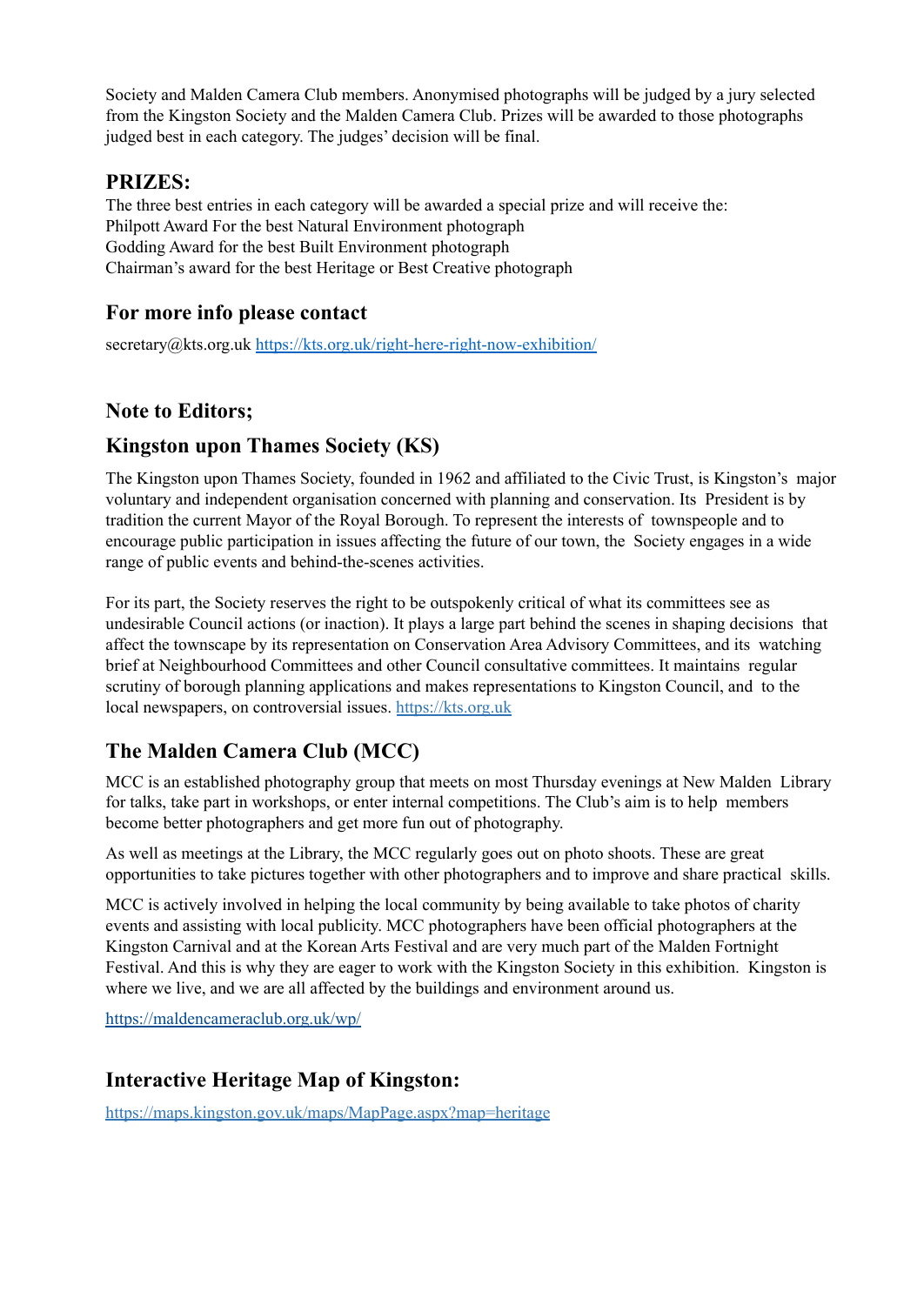Society and Malden Camera Club members. Anonymised photographs will be judged by a jury selected from the Kingston Society and the Malden Camera Club. Prizes will be awarded to those photographs judged best in each category. The judges' decision will be final.

## PRIZES:

The three best entries in each category will be awarded a special prize and will receive the:
Philpott Award For the best Natural Environment photograph
Godding Award for the best Built Environment photograph
Chairman's award for the best Heritage or Best Creative photograph

## For more info please contact

secretary@kts.org.uk [https://kts.org.uk/right-here-right-now-exhibition/](https://kts.org.uk/right-here-right-now-exhibition/)

## Note to Editors;

## Kingston upon Thames Society (KS)

The Kingston upon Thames Society, founded in 1962 and affiliated to the Civic Trust, is Kingston's major voluntary and independent organisation concerned with planning and conservation. Its President is by tradition the current Mayor of the Royal Borough. To represent the interests of townspeople and to encourage public participation in issues affecting the future of our town, the Society engages in a wide range of public events and behind-the-scenes activities.

For its part, the Society reserves the right to be outspokenly critical of what its committees see as undesirable Council actions (or inaction). It plays a large part behind the scenes in shaping decisions that affect the townscape by its representation on Conservation Area Advisory Committees, and its watching brief at Neighbourhood Committees and other Council consultative committees. It maintains regular scrutiny of borough planning applications and makes representations to Kingston Council, and to the local newspapers, on controversial issues. [https://kts.org.uk](https://kts.org.uk)

## The Malden Camera Club (MCC)

MCC is an established photography group that meets on most Thursday evenings at New Malden Library for talks, take part in workshops, or enter internal competitions. The Club's aim is to help members become better photographers and get more fun out of photography.

As well as meetings at the Library, the MCC regularly goes out on photo shoots. These are great opportunities to take pictures together with other photographers and to improve and share practical skills.

MCC is actively involved in helping the local community by being available to take photos of charity events and assisting with local publicity. MCC photographers have been official photographers at the Kingston Carnival and at the Korean Arts Festival and are very much part of the Malden Fortnight Festival. And this is why they are eager to work with the Kingston Society in this exhibition. Kingston is where we live, and we are all affected by the buildings and environment around us.

[https://maldencameraclub.org.uk/wp/](https://maldencameraclub.org.uk/wp/)

## Interactive Heritage Map of Kingston:

[https://maps.kingston.gov.uk/maps/MapPage.aspx?map=heritage](https://maps.kingston.gov.uk/maps/MapPage.aspx?map=heritage)